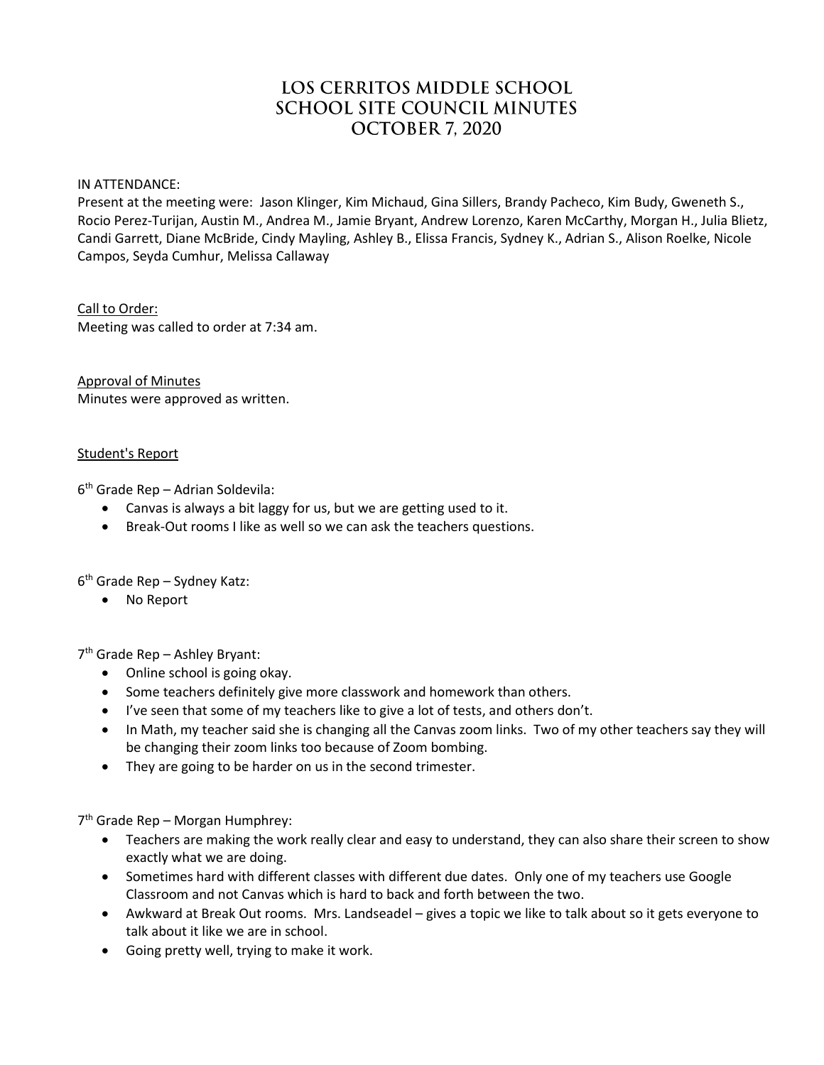# LOS CERRITOS MIDDLE SCHOOL
# SCHOOL SITE COUNCIL MINUTES
# OCTOBER 7, 2020

IN ATTENDANCE:

Present at the meeting were: Jason Klinger, Kim Michaud, Gina Sillers, Brandy Pacheco, Kim Budy, Gweneth S., Rocio Perez-Turijan, Austin M., Andrea M., Jamie Bryant, Andrew Lorenzo, Karen McCarthy, Morgan H., Julia Blietz, Candi Garrett, Diane McBride, Cindy Mayling, Ashley B., Elissa Francis, Sydney K., Adrian S., Alison Roelke, Nicole Campos, Seyda Cumhur, Melissa Callaway

Call to Order:

Meeting was called to order at 7:34 am.

Approval of Minutes

Minutes were approved as written.

Student's Report

6th Grade Rep – Adrian Soldevila:

- Canvas is always a bit laggy for us, but we are getting used to it.
- Break-Out rooms I like as well so we can ask the teachers questions.

6th Grade Rep – Sydney Katz:

- No Report

7th Grade Rep – Ashley Bryant:

- Online school is going okay.
- Some teachers definitely give more classwork and homework than others.
- I've seen that some of my teachers like to give a lot of tests, and others don't.
- In Math, my teacher said she is changing all the Canvas zoom links. Two of my other teachers say they will be changing their zoom links too because of Zoom bombing.
- They are going to be harder on us in the second trimester.

7th Grade Rep – Morgan Humphrey:

- Teachers are making the work really clear and easy to understand, they can also share their screen to show exactly what we are doing.
- Sometimes hard with different classes with different due dates. Only one of my teachers use Google Classroom and not Canvas which is hard to back and forth between the two.
- Awkward at Break Out rooms. Mrs. Landseadel – gives a topic we like to talk about so it gets everyone to talk about it like we are in school.
- Going pretty well, trying to make it work.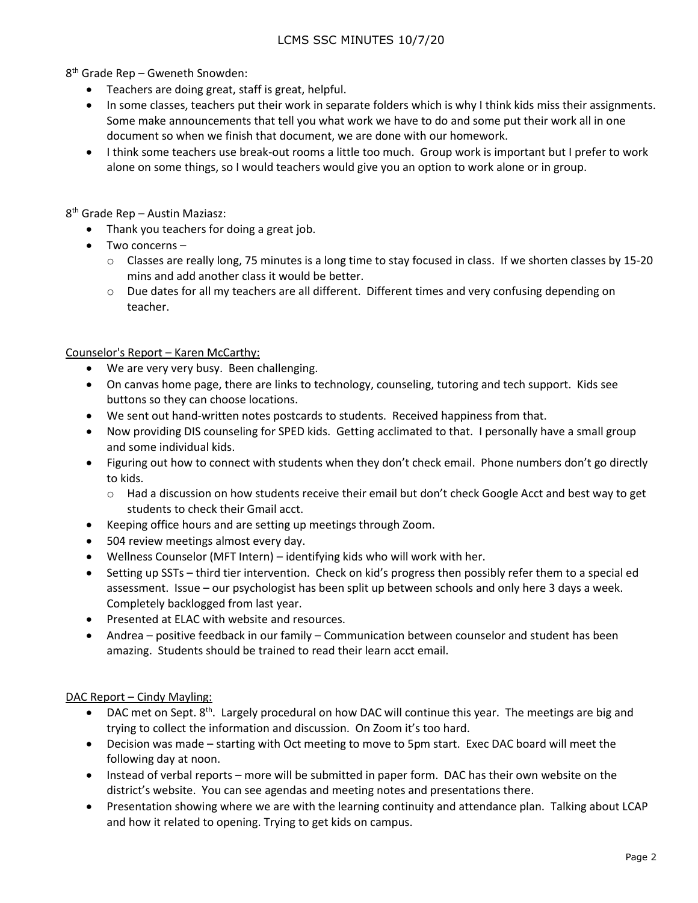8th Grade Rep – Gweneth Snowden:

- Teachers are doing great, staff is great, helpful.
- In some classes, teachers put their work in separate folders which is why I think kids miss their assignments. Some make announcements that tell you what work we have to do and some put their work all in one document so when we finish that document, we are done with our homework.
- I think some teachers use break-out rooms a little too much. Group work is important but I prefer to work alone on some things, so I would teachers would give you an option to work alone or in group.

8th Grade Rep – Austin Maziasz:

- Thank you teachers for doing a great job.
- Two concerns –
  - Classes are really long, 75 minutes is a long time to stay focused in class. If we shorten classes by 15-20 mins and add another class it would be better.
  - Due dates for all my teachers are all different. Different times and very confusing depending on teacher.

Counselor's Report – Karen McCarthy:

- We are very very busy. Been challenging.
- On canvas home page, there are links to technology, counseling, tutoring and tech support. Kids see buttons so they can choose locations.
- We sent out hand-written notes postcards to students. Received happiness from that.
- Now providing DIS counseling for SPED kids. Getting acclimated to that. I personally have a small group and some individual kids.
- Figuring out how to connect with students when they don't check email. Phone numbers don't go directly to kids.
  - Had a discussion on how students receive their email but don't check Google Acct and best way to get students to check their Gmail acct.
- Keeping office hours and are setting up meetings through Zoom.
- 504 review meetings almost every day.
- Wellness Counselor (MFT Intern) – identifying kids who will work with her.
- Setting up SSTs – third tier intervention. Check on kid's progress then possibly refer them to a special ed assessment. Issue – our psychologist has been split up between schools and only here 3 days a week. Completely backlogged from last year.
- Presented at ELAC with website and resources.
- Andrea – positive feedback in our family – Communication between counselor and student has been amazing. Students should be trained to read their learn acct email.

DAC Report – Cindy Mayling:

- DAC met on Sept. 8th. Largely procedural on how DAC will continue this year. The meetings are big and trying to collect the information and discussion. On Zoom it's too hard.
- Decision was made – starting with Oct meeting to move to 5pm start. Exec DAC board will meet the following day at noon.
- Instead of verbal reports – more will be submitted in paper form. DAC has their own website on the district's website. You can see agendas and meeting notes and presentations there.
- Presentation showing where we are with the learning continuity and attendance plan. Talking about LCAP and how it related to opening. Trying to get kids on campus.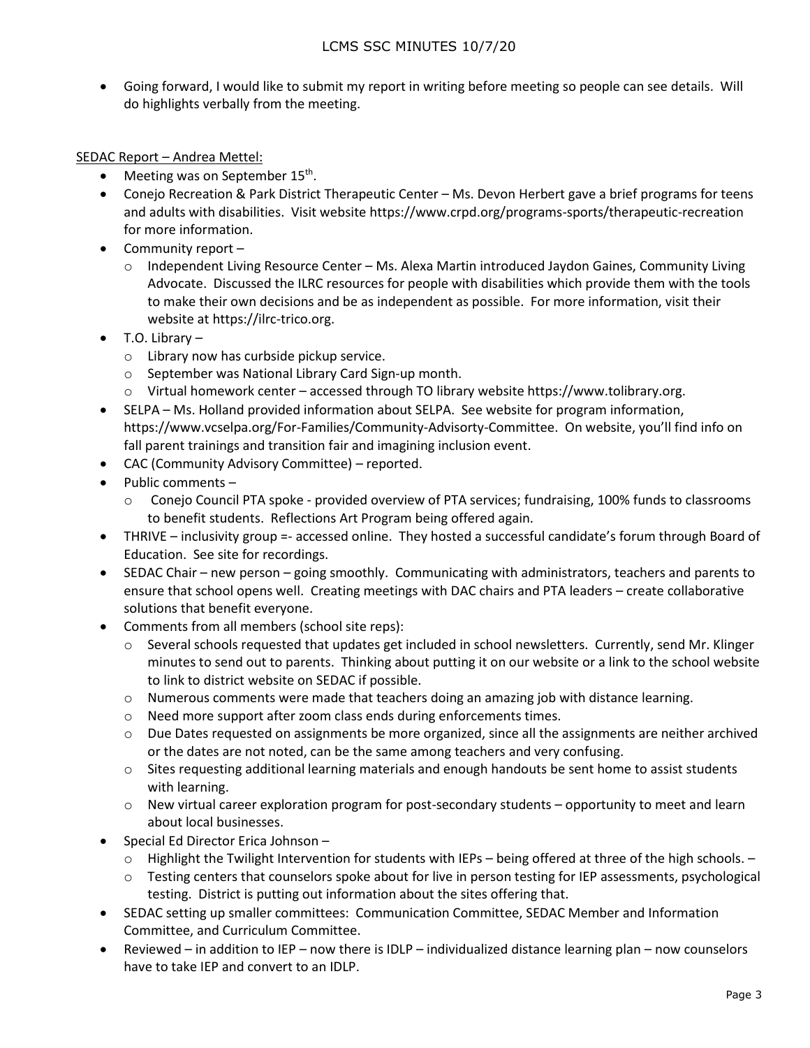- Going forward, I would like to submit my report in writing before meeting so people can see details. Will do highlights verbally from the meeting.

SEDAC Report – Andrea Mettel:

- Meeting was on September 15th.
- Conejo Recreation & Park District Therapeutic Center – Ms. Devon Herbert gave a brief programs for teens and adults with disabilities. Visit website https://www.crpd.org/programs-sports/therapeutic-recreation for more information.
- Community report –
  - Independent Living Resource Center – Ms. Alexa Martin introduced Jaydon Gaines, Community Living Advocate. Discussed the ILRC resources for people with disabilities which provide them with the tools to make their own decisions and be as independent as possible. For more information, visit their website at https://ilrc-trico.org.
- T.O. Library –
  - Library now has curbside pickup service.
  - September was National Library Card Sign-up month.
  - Virtual homework center – accessed through TO library website https://www.tolibrary.org.
- SELPA – Ms. Holland provided information about SELPA. See website for program information, https://www.vcselpa.org/For-Families/Community-Advisorty-Committee. On website, you'll find info on fall parent trainings and transition fair and imagining inclusion event.
- CAC (Community Advisory Committee) – reported.
- Public comments –
  - Conejo Council PTA spoke - provided overview of PTA services; fundraising, 100% funds to classrooms to benefit students. Reflections Art Program being offered again.
- THRIVE – inclusivity group =- accessed online. They hosted a successful candidate's forum through Board of Education. See site for recordings.
- SEDAC Chair – new person – going smoothly. Communicating with administrators, teachers and parents to ensure that school opens well. Creating meetings with DAC chairs and PTA leaders – create collaborative solutions that benefit everyone.
- Comments from all members (school site reps):
  - Several schools requested that updates get included in school newsletters. Currently, send Mr. Klinger minutes to send out to parents. Thinking about putting it on our website or a link to the school website to link to district website on SEDAC if possible.
  - Numerous comments were made that teachers doing an amazing job with distance learning.
  - Need more support after zoom class ends during enforcements times.
  - Due Dates requested on assignments be more organized, since all the assignments are neither archived or the dates are not noted, can be the same among teachers and very confusing.
  - Sites requesting additional learning materials and enough handouts be sent home to assist students with learning.
  - New virtual career exploration program for post-secondary students – opportunity to meet and learn about local businesses.
- Special Ed Director Erica Johnson –
  - Highlight the Twilight Intervention for students with IEPs – being offered at three of the high schools. –
  - Testing centers that counselors spoke about for live in person testing for IEP assessments, psychological testing. District is putting out information about the sites offering that.
- SEDAC setting up smaller committees: Communication Committee, SEDAC Member and Information Committee, and Curriculum Committee.
- Reviewed – in addition to IEP – now there is IDLP – individualized distance learning plan – now counselors have to take IEP and convert to an IDLP.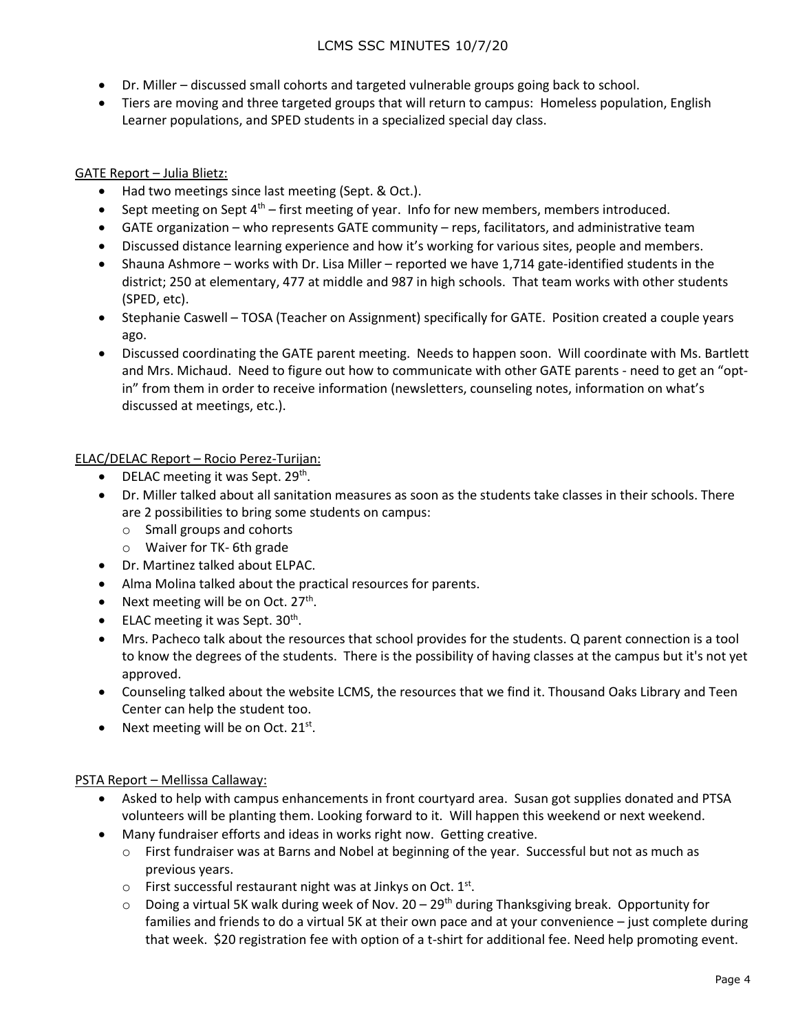- Dr. Miller – discussed small cohorts and targeted vulnerable groups going back to school.
- Tiers are moving and three targeted groups that will return to campus: Homeless population, English Learner populations, and SPED students in a specialized special day class.

<u>GATE Report – Julia Blietz:</u>

- Had two meetings since last meeting (Sept. & Oct.).
- Sept meeting on Sept 4th – first meeting of year. Info for new members, members introduced.
- GATE organization – who represents GATE community – reps, facilitators, and administrative team
- Discussed distance learning experience and how it's working for various sites, people and members.
- Shauna Ashmore – works with Dr. Lisa Miller – reported we have 1,714 gate-identified students in the district; 250 at elementary, 477 at middle and 987 in high schools. That team works with other students (SPED, etc).
- Stephanie Caswell – TOSA (Teacher on Assignment) specifically for GATE. Position created a couple years ago.
- Discussed coordinating the GATE parent meeting. Needs to happen soon. Will coordinate with Ms. Bartlett and Mrs. Michaud. Need to figure out how to communicate with other GATE parents - need to get an "opt-in" from them in order to receive information (newsletters, counseling notes, information on what's discussed at meetings, etc.).

<u>ELAC/DELAC Report – Rocio Perez-Turijan:</u>

- DELAC meeting it was Sept. 29th.
- Dr. Miller talked about all sanitation measures as soon as the students take classes in their schools. There are 2 possibilities to bring some students on campus:
  - Small groups and cohorts
  - Waiver for TK- 6th grade
- Dr. Martinez talked about ELPAC.
- Alma Molina talked about the practical resources for parents.
- Next meeting will be on Oct. 27th.
- ELAC meeting it was Sept. 30th.
- Mrs. Pacheco talk about the resources that school provides for the students. Q parent connection is a tool to know the degrees of the students. There is the possibility of having classes at the campus but it's not yet approved.
- Counseling talked about the website LCMS, the resources that we find it. Thousand Oaks Library and Teen Center can help the student too.
- Next meeting will be on Oct. 21st.

<u>PSTA Report – Mellissa Callaway:</u>

- Asked to help with campus enhancements in front courtyard area. Susan got supplies donated and PTSA volunteers will be planting them. Looking forward to it. Will happen this weekend or next weekend.
- Many fundraiser efforts and ideas in works right now. Getting creative.
  - First fundraiser was at Barns and Nobel at beginning of the year. Successful but not as much as previous years.
  - First successful restaurant night was at Jinkys on Oct. 1st.
  - Doing a virtual 5K walk during week of Nov. 20 – 29th during Thanksgiving break. Opportunity for families and friends to do a virtual 5K at their own pace and at your convenience – just complete during that week. $20 registration fee with option of a t-shirt for additional fee. Need help promoting event.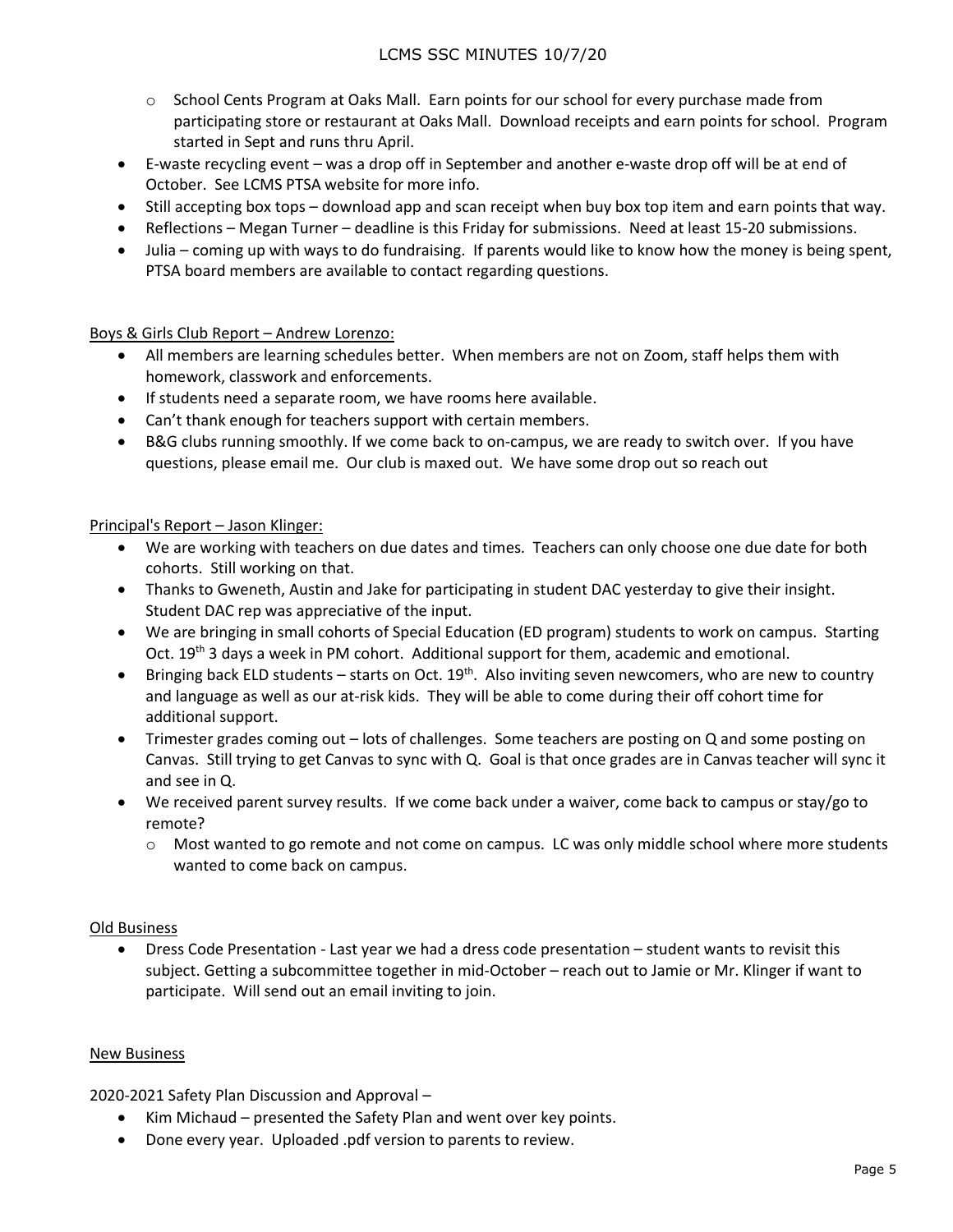- School Cents Program at Oaks Mall. Earn points for our school for every purchase made from participating store or restaurant at Oaks Mall. Download receipts and earn points for school. Program started in Sept and runs thru April.

- E-waste recycling event – was a drop off in September and another e-waste drop off will be at end of October. See LCMS PTSA website for more info.
- Still accepting box tops – download app and scan receipt when buy box top item and earn points that way.
- Reflections – Megan Turner – deadline is this Friday for submissions. Need at least 15-20 submissions.
- Julia – coming up with ways to do fundraising. If parents would like to know how the money is being spent, PTSA board members are available to contact regarding questions.

Boys & Girls Club Report – Andrew Lorenzo:

- All members are learning schedules better. When members are not on Zoom, staff helps them with homework, classwork and enforcements.
- If students need a separate room, we have rooms here available.
- Can't thank enough for teachers support with certain members.
- B&G clubs running smoothly. If we come back to on-campus, we are ready to switch over. If you have questions, please email me. Our club is maxed out. We have some drop out so reach out

Principal's Report – Jason Klinger:

- We are working with teachers on due dates and times. Teachers can only choose one due date for both cohorts. Still working on that.
- Thanks to Gweneth, Austin and Jake for participating in student DAC yesterday to give their insight. Student DAC rep was appreciative of the input.
- We are bringing in small cohorts of Special Education (ED program) students to work on campus. Starting Oct. 19th 3 days a week in PM cohort. Additional support for them, academic and emotional.
- Bringing back ELD students – starts on Oct. 19th. Also inviting seven newcomers, who are new to country and language as well as our at-risk kids. They will be able to come during their off cohort time for additional support.
- Trimester grades coming out – lots of challenges. Some teachers are posting on Q and some posting on Canvas. Still trying to get Canvas to sync with Q. Goal is that once grades are in Canvas teacher will sync it and see in Q.
- We received parent survey results. If we come back under a waiver, come back to campus or stay/go to remote?
  - Most wanted to go remote and not come on campus. LC was only middle school where more students wanted to come back on campus.

Old Business

- Dress Code Presentation - Last year we had a dress code presentation – student wants to revisit this subject. Getting a subcommittee together in mid-October – reach out to Jamie or Mr. Klinger if want to participate. Will send out an email inviting to join.

New Business

2020-2021 Safety Plan Discussion and Approval –

- Kim Michaud – presented the Safety Plan and went over key points.
- Done every year. Uploaded .pdf version to parents to review.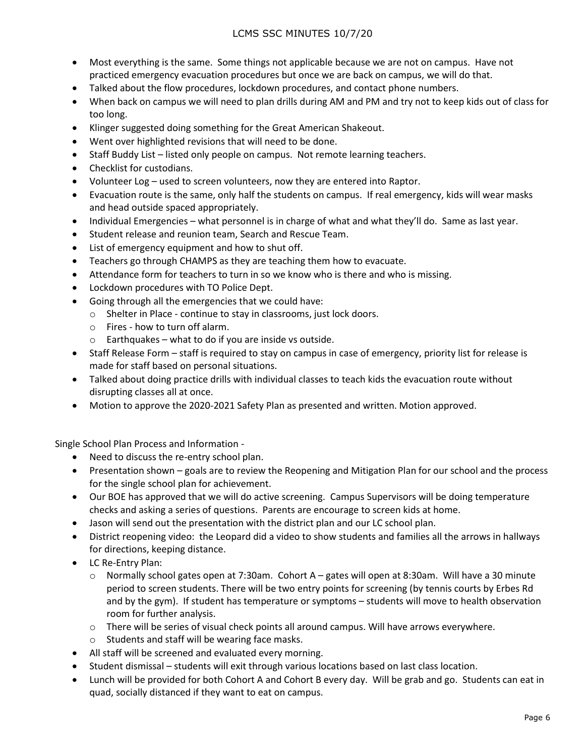- Most everything is the same. Some things not applicable because we are not on campus. Have not practiced emergency evacuation procedures but once we are back on campus, we will do that.
- Talked about the flow procedures, lockdown procedures, and contact phone numbers.
- When back on campus we will need to plan drills during AM and PM and try not to keep kids out of class for too long.
- Klinger suggested doing something for the Great American Shakeout.
- Went over highlighted revisions that will need to be done.
- Staff Buddy List – listed only people on campus. Not remote learning teachers.
- Checklist for custodians.
- Volunteer Log – used to screen volunteers, now they are entered into Raptor.
- Evacuation route is the same, only half the students on campus. If real emergency, kids will wear masks and head outside spaced appropriately.
- Individual Emergencies – what personnel is in charge of what and what they'll do. Same as last year.
- Student release and reunion team, Search and Rescue Team.
- List of emergency equipment and how to shut off.
- Teachers go through CHAMPS as they are teaching them how to evacuate.
- Attendance form for teachers to turn in so we know who is there and who is missing.
- Lockdown procedures with TO Police Dept.
- Going through all the emergencies that we could have:
    - Shelter in Place - continue to stay in classrooms, just lock doors.
    - Fires - how to turn off alarm.
    - Earthquakes – what to do if you are inside vs outside.
- Staff Release Form – staff is required to stay on campus in case of emergency, priority list for release is made for staff based on personal situations.
- Talked about doing practice drills with individual classes to teach kids the evacuation route without disrupting classes all at once.
- Motion to approve the 2020-2021 Safety Plan as presented and written. Motion approved.

Single School Plan Process and Information -

- Need to discuss the re-entry school plan.
- Presentation shown – goals are to review the Reopening and Mitigation Plan for our school and the process for the single school plan for achievement.
- Our BOE has approved that we will do active screening. Campus Supervisors will be doing temperature checks and asking a series of questions. Parents are encourage to screen kids at home.
- Jason will send out the presentation with the district plan and our LC school plan.
- District reopening video: the Leopard did a video to show students and families all the arrows in hallways for directions, keeping distance.
- LC Re-Entry Plan:
    - Normally school gates open at 7:30am. Cohort A – gates will open at 8:30am. Will have a 30 minute period to screen students. There will be two entry points for screening (by tennis courts by Erbes Rd and by the gym). If student has temperature or symptoms – students will move to health observation room for further analysis.
    - There will be series of visual check points all around campus. Will have arrows everywhere.
    - Students and staff will be wearing face masks.
- All staff will be screened and evaluated every morning.
- Student dismissal – students will exit through various locations based on last class location.
- Lunch will be provided for both Cohort A and Cohort B every day. Will be grab and go. Students can eat in quad, socially distanced if they want to eat on campus.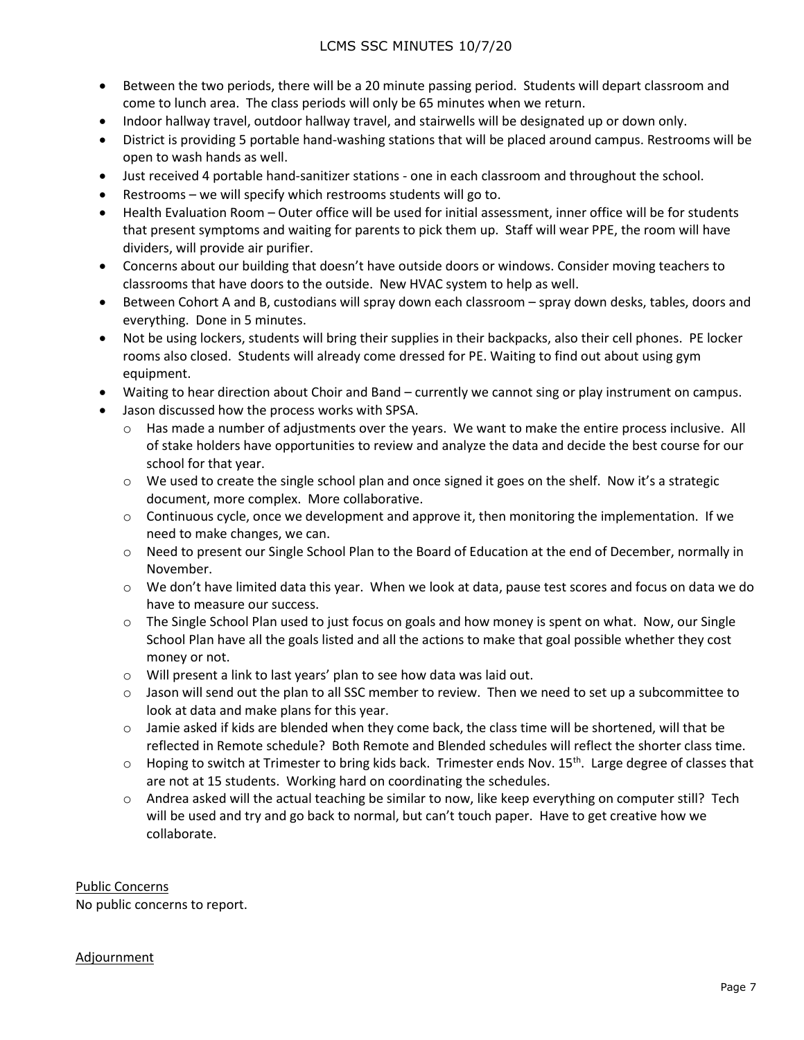- Between the two periods, there will be a 20 minute passing period. Students will depart classroom and come to lunch area. The class periods will only be 65 minutes when we return.
- Indoor hallway travel, outdoor hallway travel, and stairwells will be designated up or down only.
- District is providing 5 portable hand-washing stations that will be placed around campus. Restrooms will be open to wash hands as well.
- Just received 4 portable hand-sanitizer stations - one in each classroom and throughout the school.
- Restrooms – we will specify which restrooms students will go to.
- Health Evaluation Room – Outer office will be used for initial assessment, inner office will be for students that present symptoms and waiting for parents to pick them up. Staff will wear PPE, the room will have dividers, will provide air purifier.
- Concerns about our building that doesn't have outside doors or windows. Consider moving teachers to classrooms that have doors to the outside. New HVAC system to help as well.
- Between Cohort A and B, custodians will spray down each classroom – spray down desks, tables, doors and everything. Done in 5 minutes.
- Not be using lockers, students will bring their supplies in their backpacks, also their cell phones. PE locker rooms also closed. Students will already come dressed for PE. Waiting to find out about using gym equipment.
- Waiting to hear direction about Choir and Band – currently we cannot sing or play instrument on campus.
- Jason discussed how the process works with SPSA.
  - Has made a number of adjustments over the years. We want to make the entire process inclusive. All of stake holders have opportunities to review and analyze the data and decide the best course for our school for that year.
  - We used to create the single school plan and once signed it goes on the shelf. Now it's a strategic document, more complex. More collaborative.
  - Continuous cycle, once we development and approve it, then monitoring the implementation. If we need to make changes, we can.
  - Need to present our Single School Plan to the Board of Education at the end of December, normally in November.
  - We don't have limited data this year. When we look at data, pause test scores and focus on data we do have to measure our success.
  - The Single School Plan used to just focus on goals and how money is spent on what. Now, our Single School Plan have all the goals listed and all the actions to make that goal possible whether they cost money or not.
  - Will present a link to last years' plan to see how data was laid out.
  - Jason will send out the plan to all SSC member to review. Then we need to set up a subcommittee to look at data and make plans for this year.
  - Jamie asked if kids are blended when they come back, the class time will be shortened, will that be reflected in Remote schedule? Both Remote and Blended schedules will reflect the shorter class time.
  - Hoping to switch at Trimester to bring kids back. Trimester ends Nov. 15th. Large degree of classes that are not at 15 students. Working hard on coordinating the schedules.
  - Andrea asked will the actual teaching be similar to now, like keep everything on computer still? Tech will be used and try and go back to normal, but can't touch paper. Have to get creative how we collaborate.

<u>Public Concerns</u>

No public concerns to report.

<u>Adjournment</u>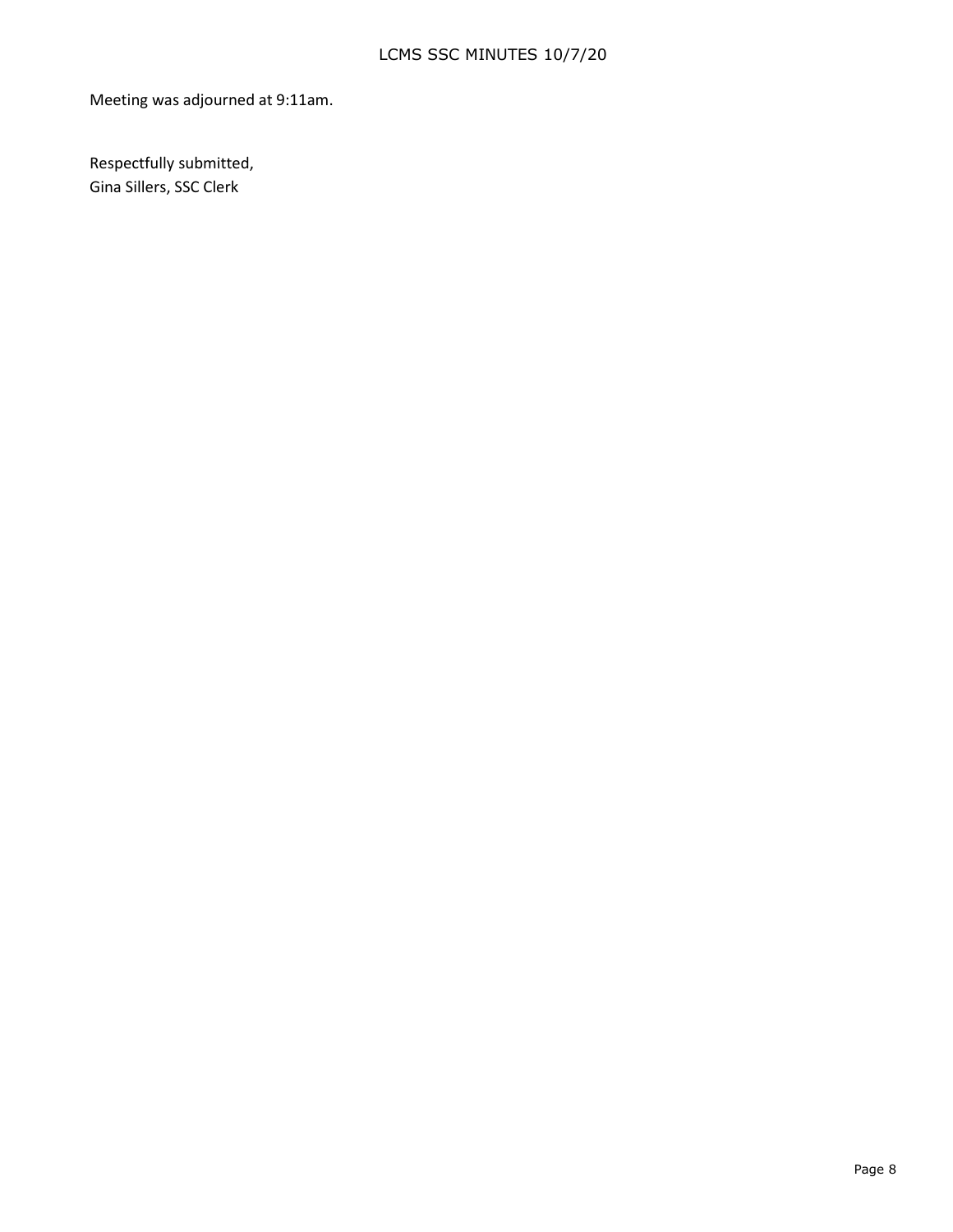Meeting was adjourned at 9:11am.

Respectfully submitted,
Gina Sillers, SSC Clerk